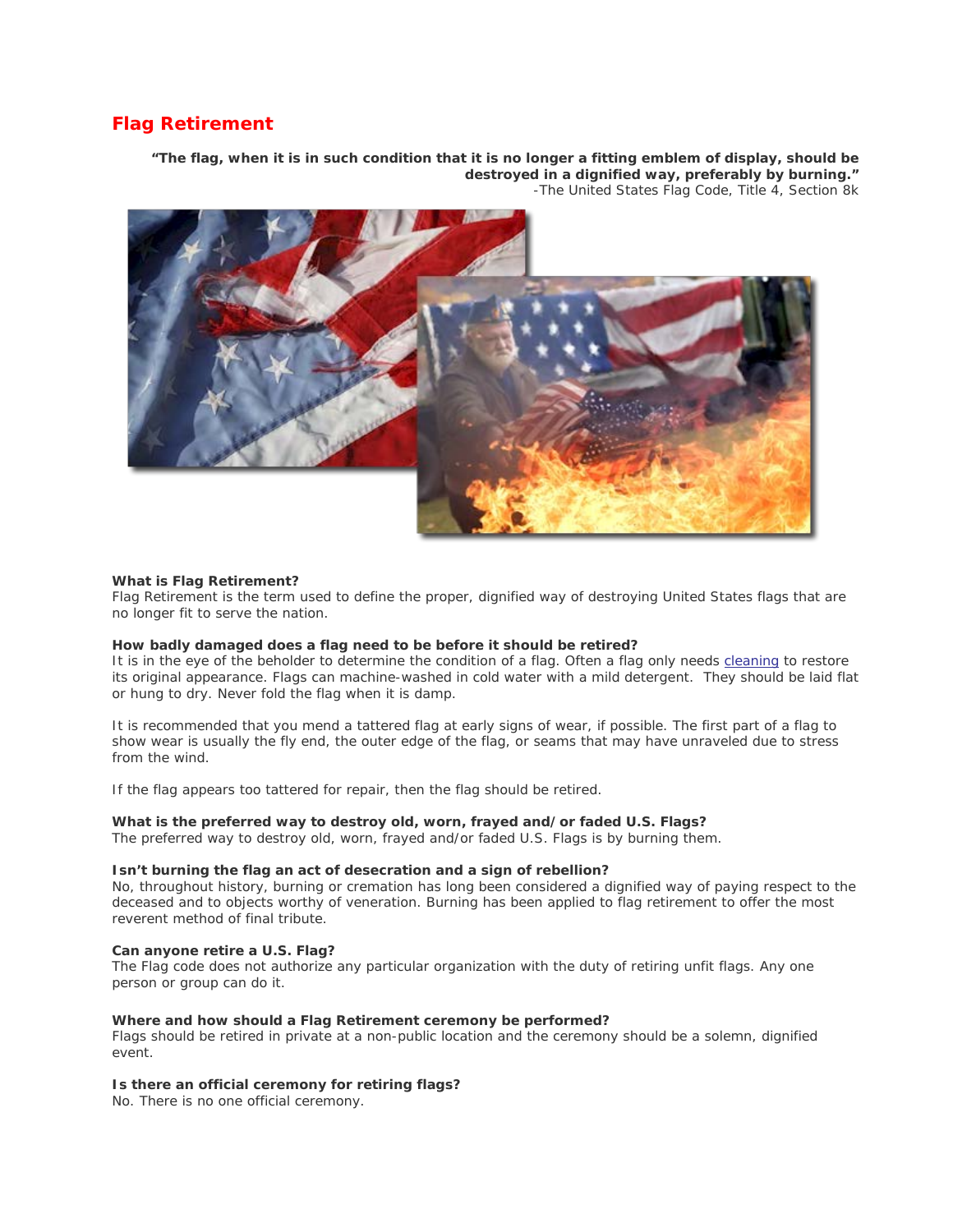# Flag Retirement

> **"The flag, when it is in such condition that it is no longer a fitting emblem of display, should be destroyed in a dignified way, preferably by burning."**
> -The United States Flag Code, Title 4, Section 8k

**What is Flag Retirement?**
Flag Retirement is the term used to define the proper, dignified way of destroying United States flags that are no longer fit to serve the nation.

**How badly damaged does a flag need to be before it should be retired?**
It is in the eye of the beholder to determine the condition of a flag. Often a flag only needs cleaning to restore its original appearance. Flags can machine-washed in cold water with a mild detergent. They should be laid flat or hung to dry. Never fold the flag when it is damp.

It is recommended that you mend a tattered flag at early signs of wear, if possible. The first part of a flag to show wear is usually the fly end, the outer edge of the flag, or seams that may have unraveled due to stress from the wind.

If the flag appears too tattered for repair, then the flag should be retired.

**What is the preferred way to destroy old, worn, frayed and/or faded U.S. Flags?**
The preferred way to destroy old, worn, frayed and/or faded U.S. Flags is by burning them.

**Isn't burning the flag an act of desecration and a sign of rebellion?**
No, throughout history, burning or cremation has long been considered a dignified way of paying respect to the deceased and to objects worthy of veneration. Burning has been applied to flag retirement to offer the most reverent method of final tribute.

**Can anyone retire a U.S. Flag?**
The Flag code does not authorize any particular organization with the duty of retiring unfit flags. Any one person or group can do it.

**Where and how should a Flag Retirement ceremony be performed?**
Flags should be retired in private at a non-public location and the ceremony should be a solemn, dignified event.

**Is there an official ceremony for retiring flags?**
No. There is no one official ceremony.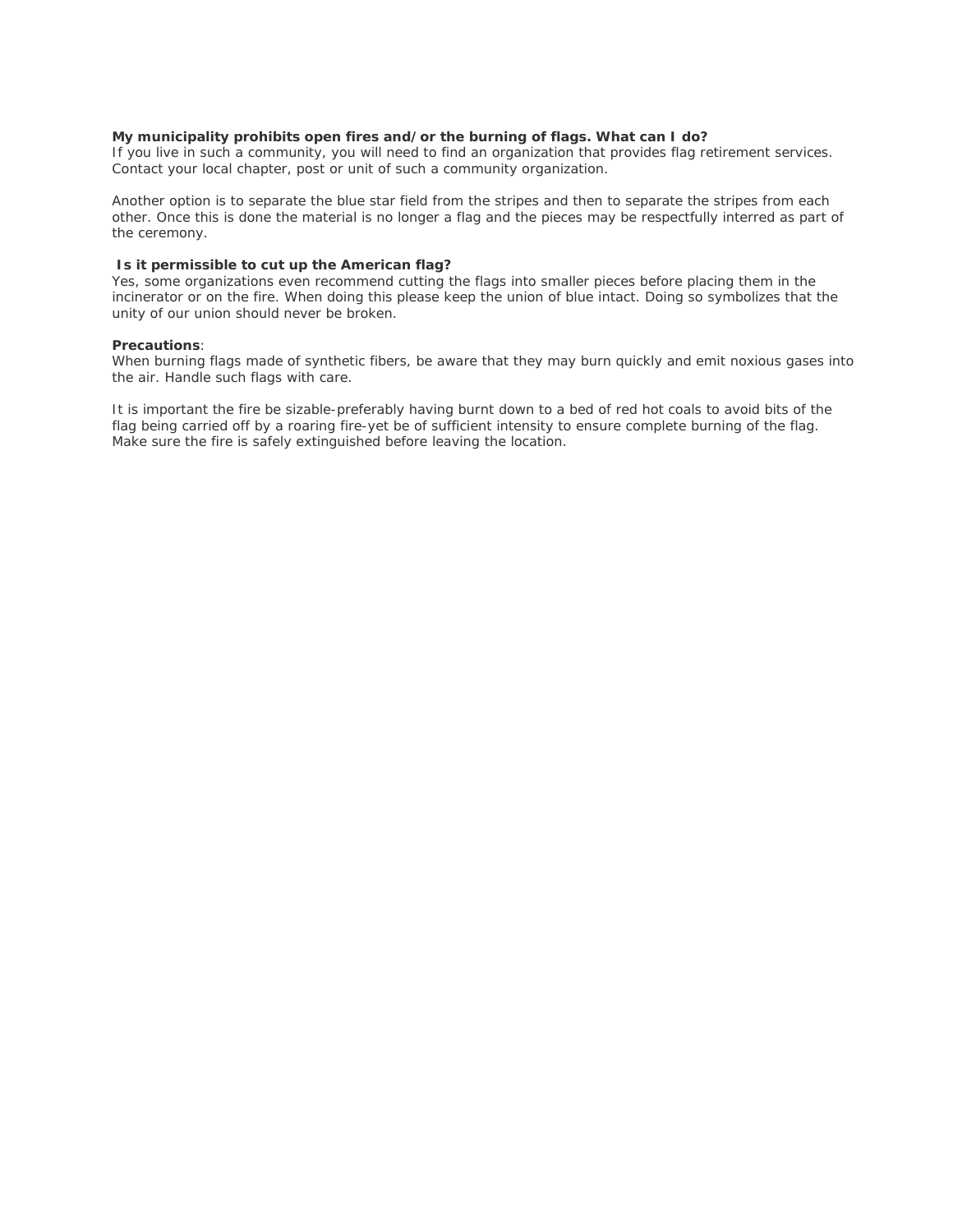**My municipality prohibits open fires and/or the burning of flags. What can I do?**
If you live in such a community, you will need to find an organization that provides flag retirement services. Contact your local chapter, post or unit of such a community organization.

Another option is to separate the blue star field from the stripes and then to separate the stripes from each other. Once this is done the material is no longer a flag and the pieces may be respectfully interred as part of the ceremony.

**Is it permissible to cut up the American flag?**
Yes, some organizations even recommend cutting the flags into smaller pieces before placing them in the incinerator or on the fire. When doing this please keep the union of blue intact. Doing so symbolizes that the unity of our union should never be broken.

**Precautions**:
When burning flags made of synthetic fibers, be aware that they may burn quickly and emit noxious gases into the air. Handle such flags with care.

It is important the fire be sizable-preferably having burnt down to a bed of red hot coals to avoid bits of the flag being carried off by a roaring fire-yet be of sufficient intensity to ensure complete burning of the flag. Make sure the fire is safely extinguished before leaving the location.